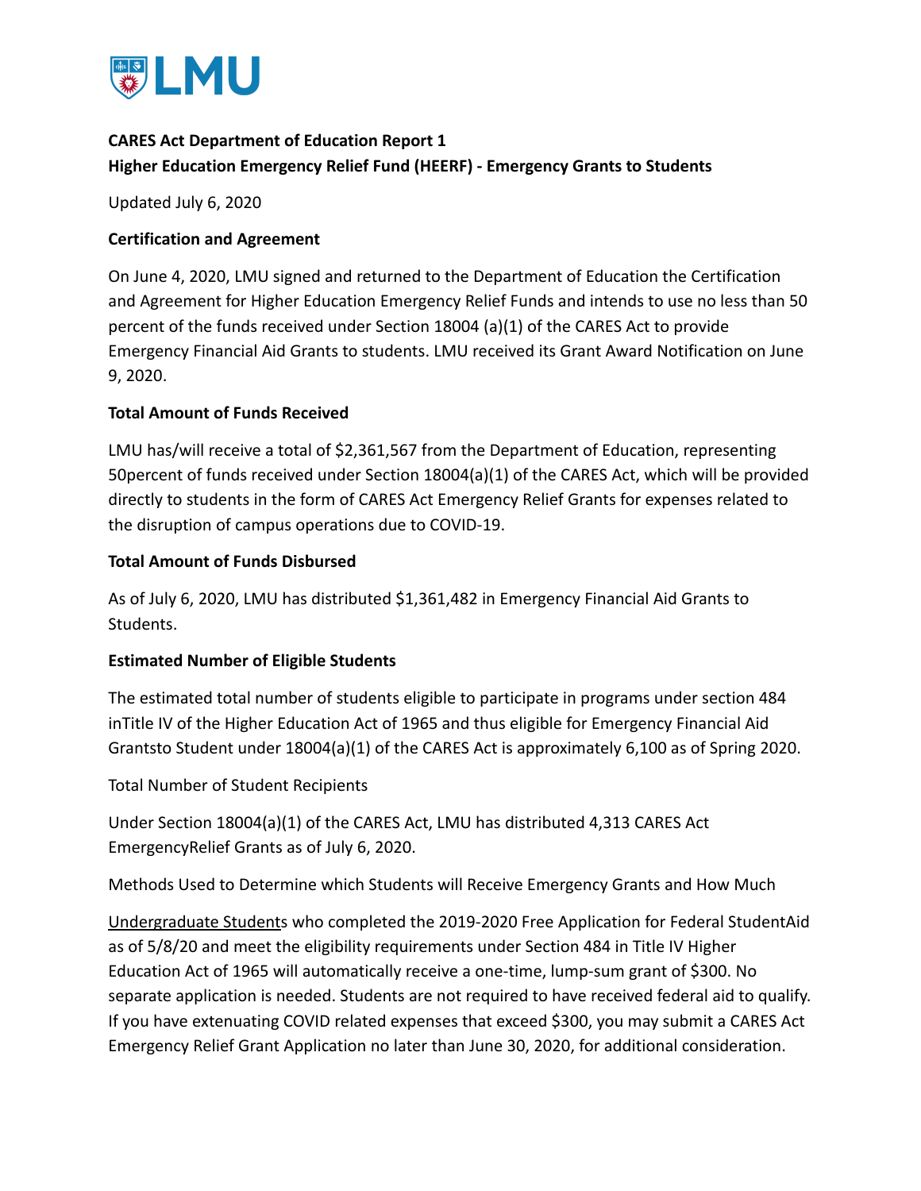**CARES Act Department of Education Report 1**
**Higher Education Emergency Relief Fund (HEERF) - Emergency Grants to Students**

Updated July 6, 2020

**Certification and Agreement**

On June 4, 2020, LMU signed and returned to the Department of Education the Certification and Agreement for Higher Education Emergency Relief Funds and intends to use no less than 50 percent of the funds received under Section 18004 (a)(1) of the CARES Act to provide Emergency Financial Aid Grants to students. LMU received its Grant Award Notification on June 9, 2020.

**Total Amount of Funds Received**

LMU has/will receive a total of $2,361,567 from the Department of Education, representing 50percent of funds received under Section 18004(a)(1) of the CARES Act, which will be provided directly to students in the form of CARES Act Emergency Relief Grants for expenses related to the disruption of campus operations due to COVID-19.

**Total Amount of Funds Disbursed**

As of July 6, 2020, LMU has distributed $1,361,482 in Emergency Financial Aid Grants to Students.

**Estimated Number of Eligible Students**

The estimated total number of students eligible to participate in programs under section 484 inTitle IV of the Higher Education Act of 1965 and thus eligible for Emergency Financial Aid Grantsto Student under 18004(a)(1) of the CARES Act is approximately 6,100 as of Spring 2020.

Total Number of Student Recipients

Under Section 18004(a)(1) of the CARES Act, LMU has distributed 4,313 CARES Act EmergencyRelief Grants as of July 6, 2020.

Methods Used to Determine which Students will Receive Emergency Grants and How Much

Undergraduate Students who completed the 2019-2020 Free Application for Federal StudentAid as of 5/8/20 and meet the eligibility requirements under Section 484 in Title IV Higher Education Act of 1965 will automatically receive a one-time, lump-sum grant of $300. No separate application is needed. Students are not required to have received federal aid to qualify. If you have extenuating COVID related expenses that exceed $300, you may submit a CARES Act Emergency Relief Grant Application no later than June 30, 2020, for additional consideration.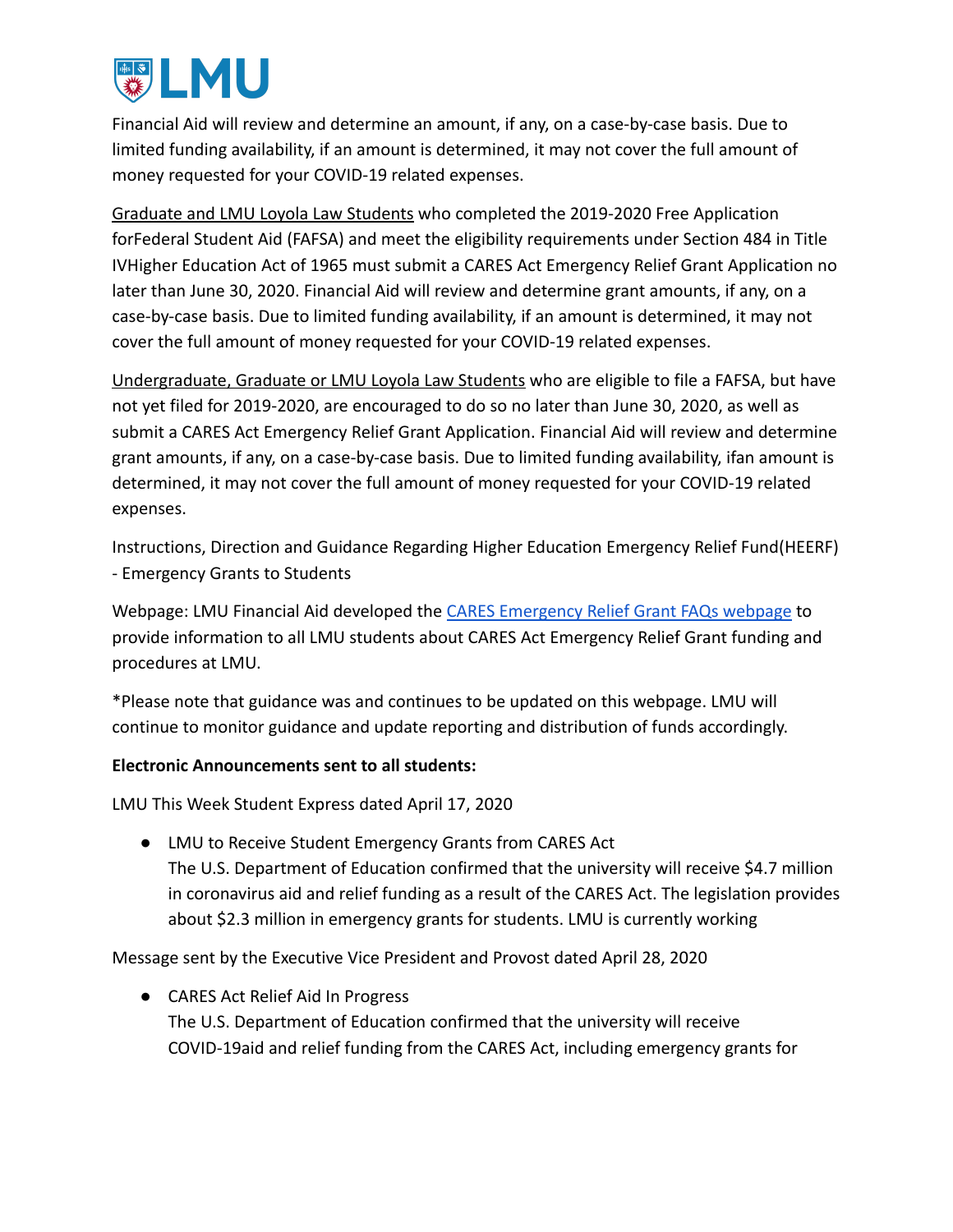Financial Aid will review and determine an amount, if any, on a case-by-case basis. Due to limited funding availability, if an amount is determined, it may not cover the full amount of money requested for your COVID-19 related expenses.

Graduate and LMU Loyola Law Students who completed the 2019-2020 Free Application forFederal Student Aid (FAFSA) and meet the eligibility requirements under Section 484 in Title IVHigher Education Act of 1965 must submit a CARES Act Emergency Relief Grant Application no later than June 30, 2020. Financial Aid will review and determine grant amounts, if any, on a case-by-case basis. Due to limited funding availability, if an amount is determined, it may not cover the full amount of money requested for your COVID-19 related expenses.

Undergraduate, Graduate or LMU Loyola Law Students who are eligible to file a FAFSA, but have not yet filed for 2019-2020, are encouraged to do so no later than June 30, 2020, as well as submit a CARES Act Emergency Relief Grant Application. Financial Aid will review and determine grant amounts, if any, on a case-by-case basis. Due to limited funding availability, ifan amount is determined, it may not cover the full amount of money requested for your COVID-19 related expenses.

Instructions, Direction and Guidance Regarding Higher Education Emergency Relief Fund(HEERF) - Emergency Grants to Students

Webpage: LMU Financial Aid developed the CARES Emergency Relief Grant FAQs webpage to provide information to all LMU students about CARES Act Emergency Relief Grant funding and procedures at LMU.

*Please note that guidance was and continues to be updated on this webpage. LMU will continue to monitor guidance and update reporting and distribution of funds accordingly.

**Electronic Announcements sent to all students:**

LMU This Week Student Express dated April 17, 2020

- LMU to Receive Student Emergency Grants from CARES Act
  The U.S. Department of Education confirmed that the university will receive $4.7 million in coronavirus aid and relief funding as a result of the CARES Act. The legislation provides about $2.3 million in emergency grants for students. LMU is currently working

Message sent by the Executive Vice President and Provost dated April 28, 2020

- CARES Act Relief Aid In Progress
  The U.S. Department of Education confirmed that the university will receive COVID-19aid and relief funding from the CARES Act, including emergency grants for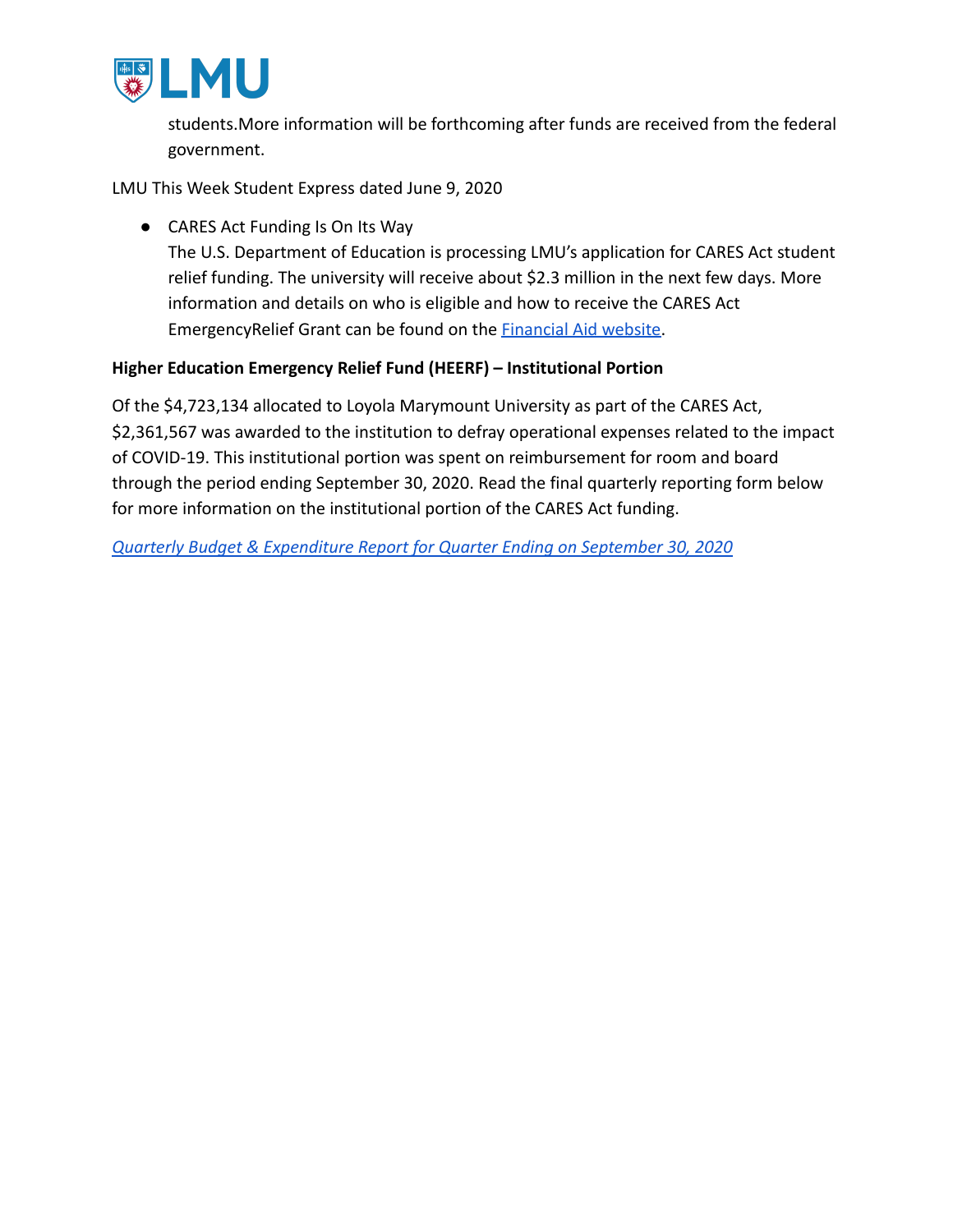students.More information will be forthcoming after funds are received from the federal government.

LMU This Week Student Express dated June 9, 2020

- CARES Act Funding Is On Its Way
  The U.S. Department of Education is processing LMU's application for CARES Act student relief funding. The university will receive about $2.3 million in the next few days. More information and details on who is eligible and how to receive the CARES Act EmergencyRelief Grant can be found on the [Financial Aid website](#).

**Higher Education Emergency Relief Fund (HEERF) – Institutional Portion**

Of the $4,723,134 allocated to Loyola Marymount University as part of the CARES Act, $2,361,567 was awarded to the institution to defray operational expenses related to the impact of COVID-19. This institutional portion was spent on reimbursement for room and board through the period ending September 30, 2020. Read the final quarterly reporting form below for more information on the institutional portion of the CARES Act funding.

*[Quarterly Budget & Expenditure Report for Quarter Ending on September 30, 2020](#)*